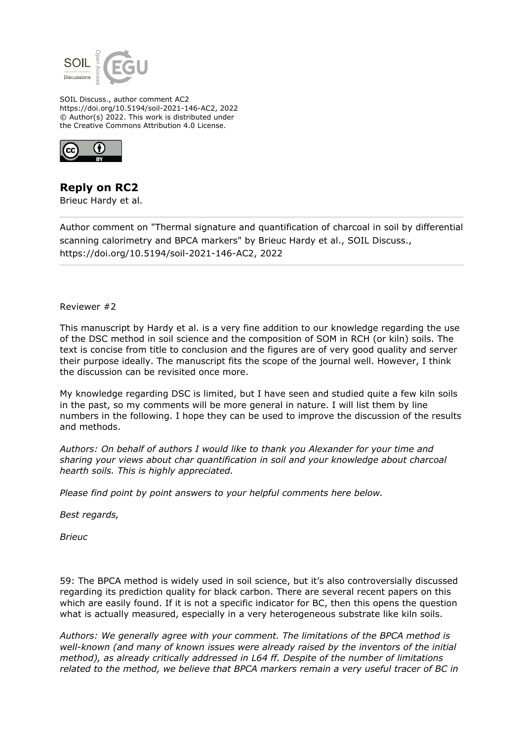SOIL Discuss., author comment AC2
https://doi.org/10.5194/soil-2021-146-AC2, 2022
© Author(s) 2022. This work is distributed under
the Creative Commons Attribution 4.0 License.

## Reply on RC2

Brieuc Hardy et al.

Author comment on "Thermal signature and quantification of charcoal in soil by differential scanning calorimetry and BPCA markers" by Brieuc Hardy et al., SOIL Discuss., https://doi.org/10.5194/soil-2021-146-AC2, 2022

Reviewer #2

This manuscript by Hardy et al. is a very fine addition to our knowledge regarding the use of the DSC method in soil science and the composition of SOM in RCH (or kiln) soils. The text is concise from title to conclusion and the figures are of very good quality and server their purpose ideally. The manuscript fits the scope of the journal well. However, I think the discussion can be revisited once more.

My knowledge regarding DSC is limited, but I have seen and studied quite a few kiln soils in the past, so my comments will be more general in nature. I will list them by line numbers in the following. I hope they can be used to improve the discussion of the results and methods.

*Authors: On behalf of authors I would like to thank you Alexander for your time and sharing your views about char quantification in soil and your knowledge about charcoal hearth soils. This is highly appreciated.*

*Please find point by point answers to your helpful comments here below.*

*Best regards,*

*Brieuc*

59: The BPCA method is widely used in soil science, but it's also controversially discussed regarding its prediction quality for black carbon. There are several recent papers on this which are easily found. If it is not a specific indicator for BC, then this opens the question what is actually measured, especially in a very heterogeneous substrate like kiln soils.

*Authors: We generally agree with your comment. The limitations of the BPCA method is well-known (and many of known issues were already raised by the inventors of the initial method), as already critically addressed in L64 ff. Despite of the number of limitations related to the method, we believe that BPCA markers remain a very useful tracer of BC in*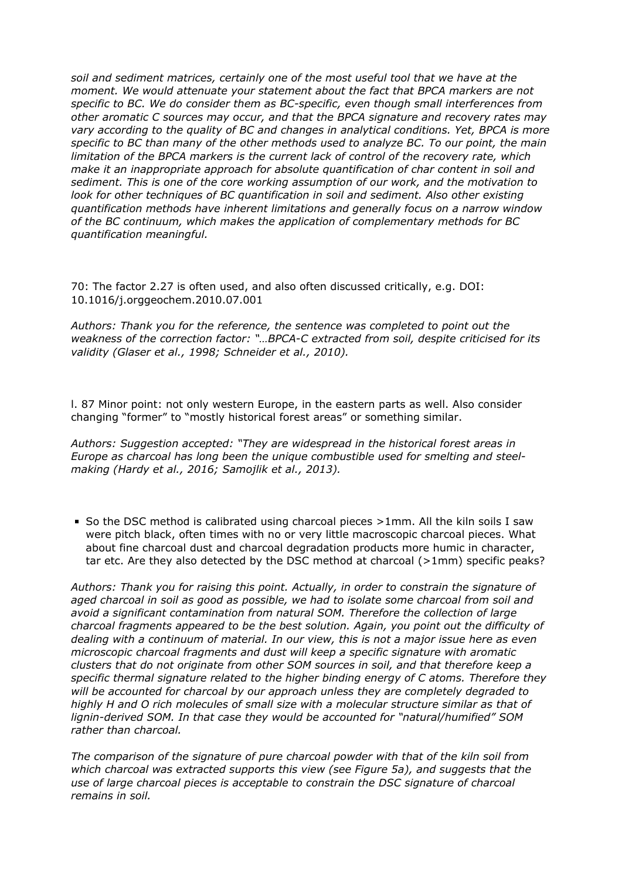*soil and sediment matrices, certainly one of the most useful tool that we have at the moment. We would attenuate your statement about the fact that BPCA markers are not specific to BC. We do consider them as BC-specific, even though small interferences from other aromatic C sources may occur, and that the BPCA signature and recovery rates may vary according to the quality of BC and changes in analytical conditions. Yet, BPCA is more specific to BC than many of the other methods used to analyze BC. To our point, the main limitation of the BPCA markers is the current lack of control of the recovery rate, which make it an inappropriate approach for absolute quantification of char content in soil and sediment. This is one of the core working assumption of our work, and the motivation to look for other techniques of BC quantification in soil and sediment. Also other existing quantification methods have inherent limitations and generally focus on a narrow window of the BC continuum, which makes the application of complementary methods for BC quantification meaningful.*

70: The factor 2.27 is often used, and also often discussed critically, e.g. DOI: 10.1016/j.orggeochem.2010.07.001

*Authors: Thank you for the reference, the sentence was completed to point out the weakness of the correction factor: "…BPCA-C extracted from soil, despite criticised for its validity (Glaser et al., 1998; Schneider et al., 2010).*

l. 87 Minor point: not only western Europe, in the eastern parts as well. Also consider changing "former" to "mostly historical forest areas" or something similar.

*Authors: Suggestion accepted: "They are widespread in the historical forest areas in Europe as charcoal has long been the unique combustible used for smelting and steel-making (Hardy et al., 2016; Samojlik et al., 2013).*

- So the DSC method is calibrated using charcoal pieces >1mm. All the kiln soils I saw were pitch black, often times with no or very little macroscopic charcoal pieces. What about fine charcoal dust and charcoal degradation products more humic in character, tar etc. Are they also detected by the DSC method at charcoal (>1mm) specific peaks?

*Authors: Thank you for raising this point. Actually, in order to constrain the signature of aged charcoal in soil as good as possible, we had to isolate some charcoal from soil and avoid a significant contamination from natural SOM. Therefore the collection of large charcoal fragments appeared to be the best solution. Again, you point out the difficulty of dealing with a continuum of material. In our view, this is not a major issue here as even microscopic charcoal fragments and dust will keep a specific signature with aromatic clusters that do not originate from other SOM sources in soil, and that therefore keep a specific thermal signature related to the higher binding energy of C atoms. Therefore they will be accounted for charcoal by our approach unless they are completely degraded to highly H and O rich molecules of small size with a molecular structure similar as that of lignin-derived SOM. In that case they would be accounted for "natural/humified" SOM rather than charcoal.*

*The comparison of the signature of pure charcoal powder with that of the kiln soil from which charcoal was extracted supports this view (see Figure 5a), and suggests that the use of large charcoal pieces is acceptable to constrain the DSC signature of charcoal remains in soil.*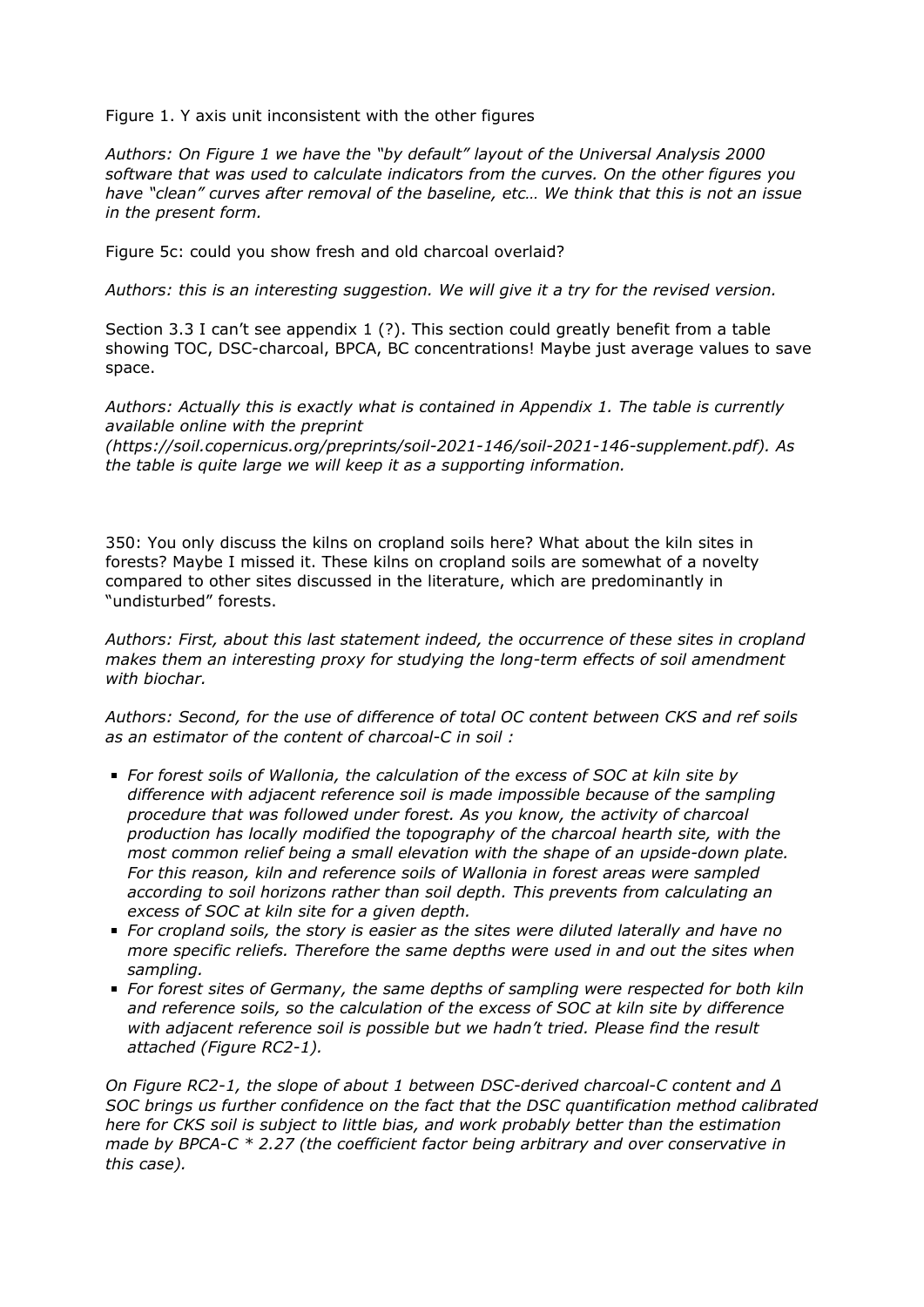Figure 1. Y axis unit inconsistent with the other figures

*Authors: On Figure 1 we have the "by default" layout of the Universal Analysis 2000 software that was used to calculate indicators from the curves. On the other figures you have "clean" curves after removal of the baseline, etc… We think that this is not an issue in the present form.*

Figure 5c: could you show fresh and old charcoal overlaid?

*Authors: this is an interesting suggestion. We will give it a try for the revised version.*

Section 3.3 I can't see appendix 1 (?). This section could greatly benefit from a table showing TOC, DSC-charcoal, BPCA, BC concentrations! Maybe just average values to save space.

*Authors: Actually this is exactly what is contained in Appendix 1. The table is currently available online with the preprint (https://soil.copernicus.org/preprints/soil-2021-146/soil-2021-146-supplement.pdf). As the table is quite large we will keep it as a supporting information.*

350: You only discuss the kilns on cropland soils here? What about the kiln sites in forests? Maybe I missed it. These kilns on cropland soils are somewhat of a novelty compared to other sites discussed in the literature, which are predominantly in "undisturbed" forests.

*Authors: First, about this last statement indeed, the occurrence of these sites in cropland makes them an interesting proxy for studying the long-term effects of soil amendment with biochar.*

*Authors: Second, for the use of difference of total OC content between CKS and ref soils as an estimator of the content of charcoal-C in soil :*

- *For forest soils of Wallonia, the calculation of the excess of SOC at kiln site by difference with adjacent reference soil is made impossible because of the sampling procedure that was followed under forest. As you know, the activity of charcoal production has locally modified the topography of the charcoal hearth site, with the most common relief being a small elevation with the shape of an upside-down plate. For this reason, kiln and reference soils of Wallonia in forest areas were sampled according to soil horizons rather than soil depth. This prevents from calculating an excess of SOC at kiln site for a given depth.*
- *For cropland soils, the story is easier as the sites were diluted laterally and have no more specific reliefs. Therefore the same depths were used in and out the sites when sampling.*
- *For forest sites of Germany, the same depths of sampling were respected for both kiln and reference soils, so the calculation of the excess of SOC at kiln site by difference with adjacent reference soil is possible but we hadn't tried. Please find the result attached (Figure RC2-1).*

*On Figure RC2-1, the slope of about 1 between DSC-derived charcoal-C content and Δ SOC brings us further confidence on the fact that the DSC quantification method calibrated here for CKS soil is subject to little bias, and work probably better than the estimation made by BPCA-C * 2.27 (the coefficient factor being arbitrary and over conservative in this case).*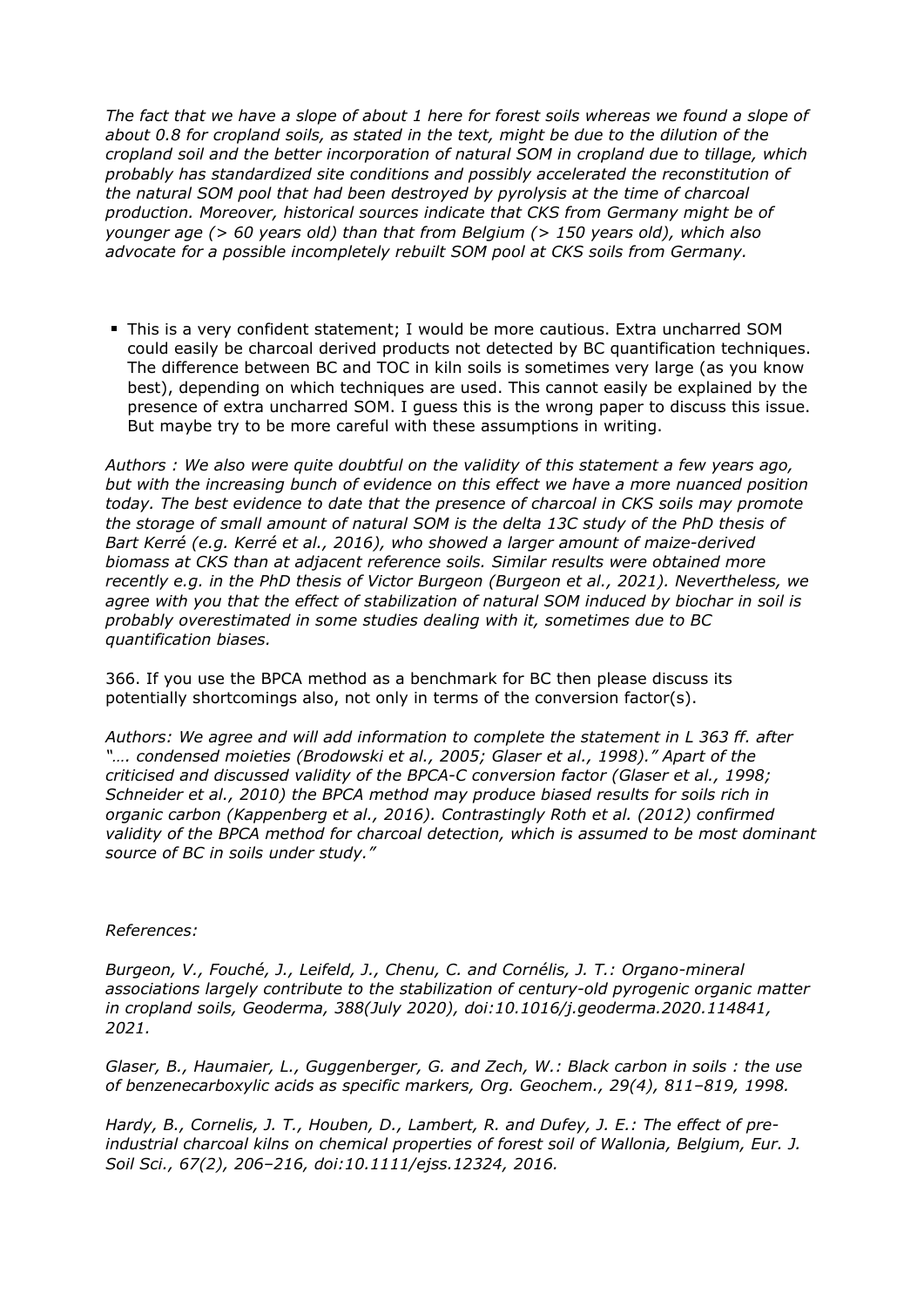*The fact that we have a slope of about 1 here for forest soils whereas we found a slope of about 0.8 for cropland soils, as stated in the text, might be due to the dilution of the cropland soil and the better incorporation of natural SOM in cropland due to tillage, which probably has standardized site conditions and possibly accelerated the reconstitution of the natural SOM pool that had been destroyed by pyrolysis at the time of charcoal production. Moreover, historical sources indicate that CKS from Germany might be of younger age (> 60 years old) than that from Belgium (> 150 years old), which also advocate for a possible incompletely rebuilt SOM pool at CKS soils from Germany.*

- This is a very confident statement; I would be more cautious. Extra uncharred SOM could easily be charcoal derived products not detected by BC quantification techniques. The difference between BC and TOC in kiln soils is sometimes very large (as you know best), depending on which techniques are used. This cannot easily be explained by the presence of extra uncharred SOM. I guess this is the wrong paper to discuss this issue. But maybe try to be more careful with these assumptions in writing.

*Authors : We also were quite doubtful on the validity of this statement a few years ago, but with the increasing bunch of evidence on this effect we have a more nuanced position today. The best evidence to date that the presence of charcoal in CKS soils may promote the storage of small amount of natural SOM is the delta 13C study of the PhD thesis of Bart Kerré (e.g. Kerré et al., 2016), who showed a larger amount of maize-derived biomass at CKS than at adjacent reference soils. Similar results were obtained more recently e.g. in the PhD thesis of Victor Burgeon (Burgeon et al., 2021). Nevertheless, we agree with you that the effect of stabilization of natural SOM induced by biochar in soil is probably overestimated in some studies dealing with it, sometimes due to BC quantification biases.*

366. If you use the BPCA method as a benchmark for BC then please discuss its potentially shortcomings also, not only in terms of the conversion factor(s).

*Authors: We agree and will add information to complete the statement in L 363 ff. after "…. condensed moieties (Brodowski et al., 2005; Glaser et al., 1998)." Apart of the criticised and discussed validity of the BPCA-C conversion factor (Glaser et al., 1998; Schneider et al., 2010) the BPCA method may produce biased results for soils rich in organic carbon (Kappenberg et al., 2016). Contrastingly Roth et al. (2012) confirmed validity of the BPCA method for charcoal detection, which is assumed to be most dominant source of BC in soils under study."*

*References:*

*Burgeon, V., Fouché, J., Leifeld, J., Chenu, C. and Cornélis, J. T.: Organo-mineral associations largely contribute to the stabilization of century-old pyrogenic organic matter in cropland soils, Geoderma, 388(July 2020), doi:10.1016/j.geoderma.2020.114841, 2021.*

*Glaser, B., Haumaier, L., Guggenberger, G. and Zech, W.: Black carbon in soils : the use of benzenecarboxylic acids as specific markers, Org. Geochem., 29(4), 811–819, 1998.*

*Hardy, B., Cornelis, J. T., Houben, D., Lambert, R. and Dufey, J. E.: The effect of pre-industrial charcoal kilns on chemical properties of forest soil of Wallonia, Belgium, Eur. J. Soil Sci., 67(2), 206–216, doi:10.1111/ejss.12324, 2016.*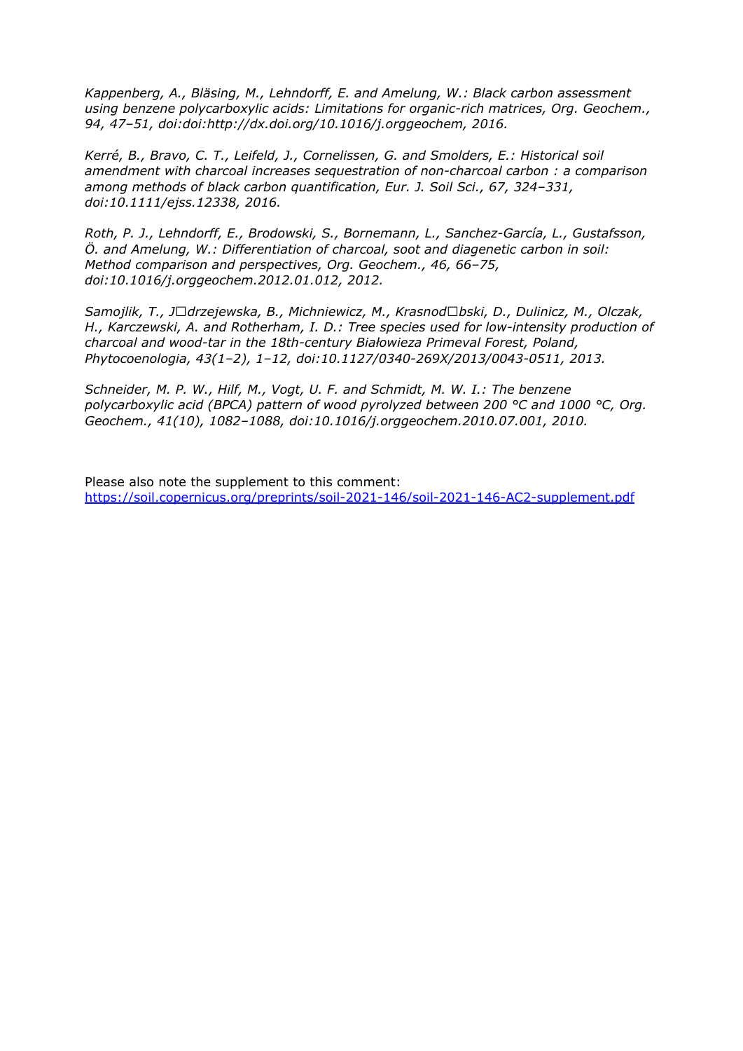*Kappenberg, A., Bläsing, M., Lehndorff, E. and Amelung, W.: Black carbon assessment using benzene polycarboxylic acids: Limitations for organic-rich matrices, Org. Geochem., 94, 47–51, doi:doi:http://dx.doi.org/10.1016/j.orggeochem, 2016.*

*Kerré, B., Bravo, C. T., Leifeld, J., Cornelissen, G. and Smolders, E.: Historical soil amendment with charcoal increases sequestration of non-charcoal carbon : a comparison among methods of black carbon quantification, Eur. J. Soil Sci., 67, 324–331, doi:10.1111/ejss.12338, 2016.*

*Roth, P. J., Lehndorff, E., Brodowski, S., Bornemann, L., Sanchez-García, L., Gustafsson, Ö. and Amelung, W.: Differentiation of charcoal, soot and diagenetic carbon in soil: Method comparison and perspectives, Org. Geochem., 46, 66–75, doi:10.1016/j.orggeochem.2012.01.012, 2012.*

*Samojlik, T., J□drzejewska, B., Michniewicz, M., Krasnod□bski, D., Dulinicz, M., Olczak, H., Karczewski, A. and Rotherham, I. D.: Tree species used for low-intensity production of charcoal and wood-tar in the 18th-century Białowieza Primeval Forest, Poland, Phytocoenologia, 43(1–2), 1–12, doi:10.1127/0340-269X/2013/0043-0511, 2013.*

*Schneider, M. P. W., Hilf, M., Vogt, U. F. and Schmidt, M. W. I.: The benzene polycarboxylic acid (BPCA) pattern of wood pyrolyzed between 200 °C and 1000 °C, Org. Geochem., 41(10), 1082–1088, doi:10.1016/j.orggeochem.2010.07.001, 2010.*

Please also note the supplement to this comment:
https://soil.copernicus.org/preprints/soil-2021-146/soil-2021-146-AC2-supplement.pdf